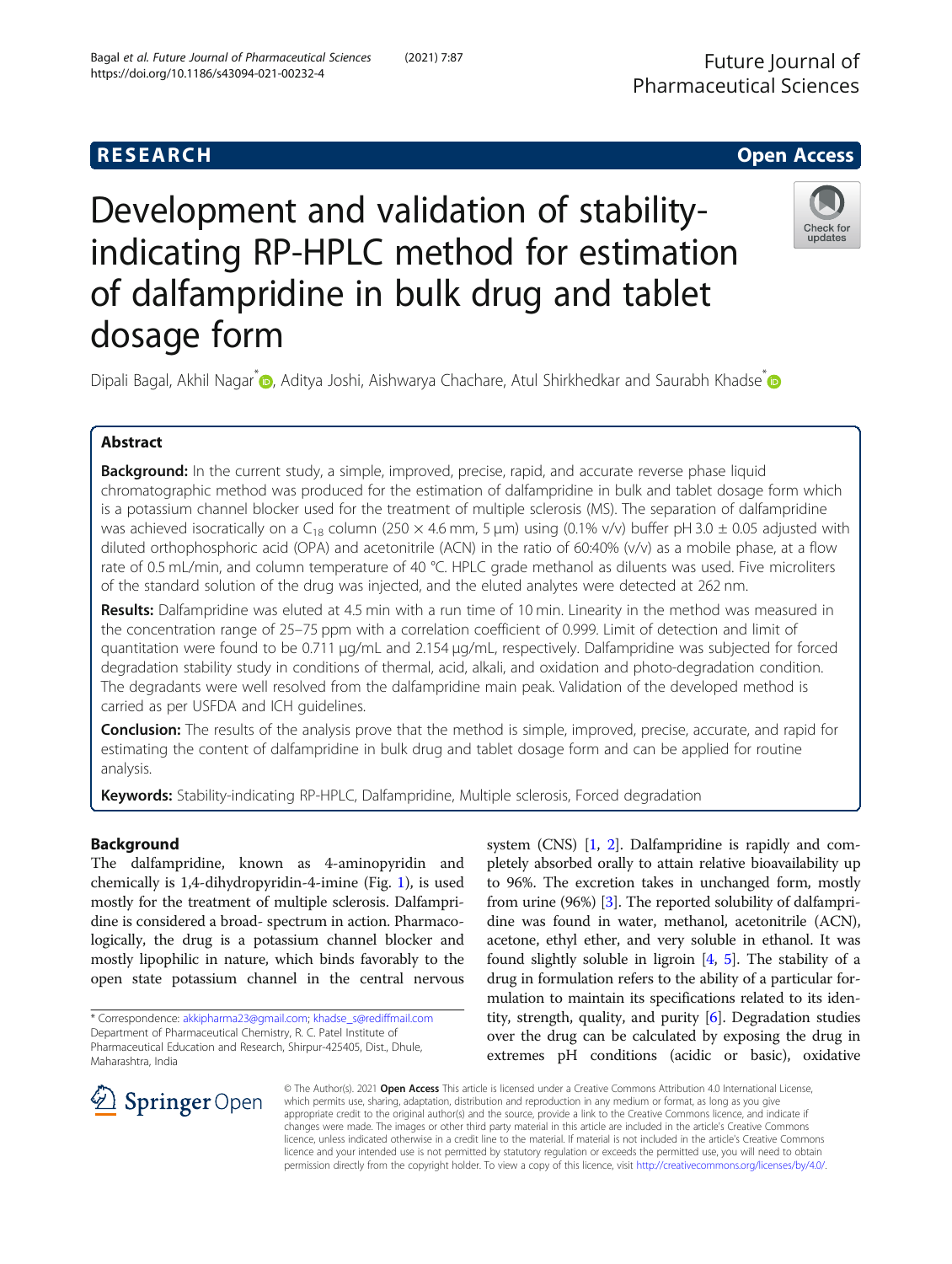RESEARCH Open Access

# Development and validation of stability-indicating RP-HPLC method for estimation of dalfampridine in bulk drug and tablet dosage form

Dipali Bagal, Akhil Nagar*, Aditya Joshi, Aishwarya Chachare, Atul Shirkhedkar and Saurabh Khadse*

## Abstract

**Background:** In the current study, a simple, improved, precise, rapid, and accurate reverse phase liquid chromatographic method was produced for the estimation of dalfampridine in bulk and tablet dosage form which is a potassium channel blocker used for the treatment of multiple sclerosis (MS). The separation of dalfampridine was achieved isocratically on a $C_{18}$ column (250 × 4.6 mm, 5 μm) using (0.1% v/v) buffer pH 3.0 ± 0.05 adjusted with diluted orthophosphoric acid (OPA) and acetonitrile (ACN) in the ratio of 60:40% (v/v) as a mobile phase, at a flow rate of 0.5 mL/min, and column temperature of 40 °C. HPLC grade methanol as diluents was used. Five microliters of the standard solution of the drug was injected, and the eluted analytes were detected at 262 nm.

**Results:** Dalfampridine was eluted at 4.5 min with a run time of 10 min. Linearity in the method was measured in the concentration range of 25–75 ppm with a correlation coefficient of 0.999. Limit of detection and limit of quantitation were found to be 0.711 μg/mL and 2.154 μg/mL, respectively. Dalfampridine was subjected for forced degradation stability study in conditions of thermal, acid, alkali, and oxidation and photo-degradation condition. The degradants were well resolved from the dalfampridine main peak. Validation of the developed method is carried as per USFDA and ICH guidelines.

**Conclusion:** The results of the analysis prove that the method is simple, improved, precise, accurate, and rapid for estimating the content of dalfampridine in bulk drug and tablet dosage form and can be applied for routine analysis.

**Keywords:** Stability-indicating RP-HPLC, Dalfampridine, Multiple sclerosis, Forced degradation

## Background

The dalfampridine, known as 4-aminopyridin and chemically is 1,4-dihydropyridin-4-imine (Fig. 1), is used mostly for the treatment of multiple sclerosis. Dalfampridine is considered a broad- spectrum in action. Pharmacologically, the drug is a potassium channel blocker and mostly lipophilic in nature, which binds favorably to the open state potassium channel in the central nervous system (CNS) [1, 2]. Dalfampridine is rapidly and completely absorbed orally to attain relative bioavailability up to 96%. The excretion takes in unchanged form, mostly from urine (96%) [3]. The reported solubility of dalfampridine was found in water, methanol, acetonitrile (ACN), acetone, ethyl ether, and very soluble in ethanol. It was found slightly soluble in ligroin [4, 5]. The stability of a drug in formulation refers to the ability of a particular formulation to maintain its specifications related to its identity, strength, quality, and purity [6]. Degradation studies over the drug can be calculated by exposing the drug in extremes pH conditions (acidic or basic), oxidative

\* Correspondence: akkipharma23@gmail.com; khadse_s@rediffmail.com
Department of Pharmaceutical Chemistry, R. C. Patel Institute of Pharmaceutical Education and Research, Shirpur-425405, Dist., Dhule, Maharashtra, India

© The Author(s). 2021 **Open Access** This article is licensed under a Creative Commons Attribution 4.0 International License, which permits use, sharing, adaptation, distribution and reproduction in any medium or format, as long as you give appropriate credit to the original author(s) and the source, provide a link to the Creative Commons licence, and indicate if changes were made. The images or other third party material in this article are included in the article's Creative Commons licence, unless indicated otherwise in a credit line to the material. If material is not included in the article's Creative Commons licence and your intended use is not permitted by statutory regulation or exceeds the permitted use, you will need to obtain permission directly from the copyright holder. To view a copy of this licence, visit http://creativecommons.org/licenses/by/4.0/.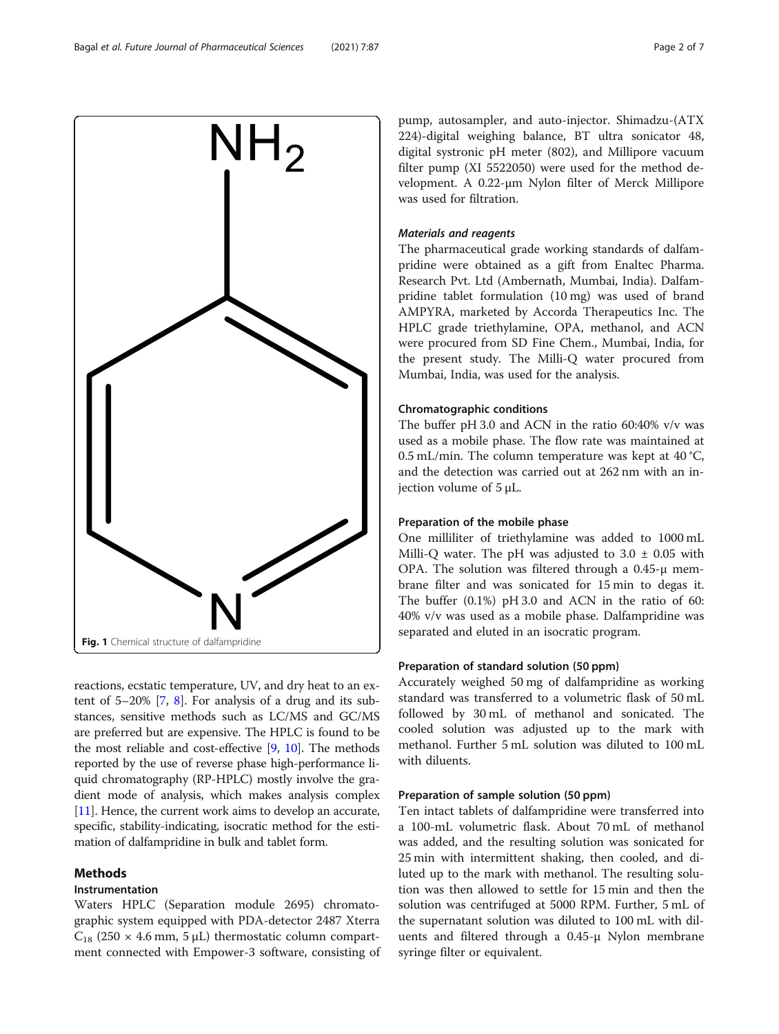Fig. 1 Chemical structure of dalfampridine

reactions, ecstatic temperature, UV, and dry heat to an extent of 5–20% [7, 8]. For analysis of a drug and its substances, sensitive methods such as LC/MS and GC/MS are preferred but are expensive. The HPLC is found to be the most reliable and cost-effective [9, 10]. The methods reported by the use of reverse phase high-performance liquid chromatography (RP-HPLC) mostly involve the gradient mode of analysis, which makes analysis complex [11]. Hence, the current work aims to develop an accurate, specific, stability-indicating, isocratic method for the estimation of dalfampridine in bulk and tablet form.

## Methods

### Instrumentation

Waters HPLC (Separation module 2695) chromatographic system equipped with PDA-detector 2487 Xterra $C_{18}$ (250 × 4.6 mm, 5 μL) thermostatic column compartment connected with Empower-3 software, consisting of pump, autosampler, and auto-injector. Shimadzu-(ATX 224)-digital weighing balance, BT ultra sonicator 48, digital systronic pH meter (802), and Millipore vacuum filter pump (XI 5522050) were used for the method development. A 0.22-μm Nylon filter of Merck Millipore was used for filtration.

#### *Materials and reagents*

The pharmaceutical grade working standards of dalfampridine were obtained as a gift from Enaltec Pharma. Research Pvt. Ltd (Ambernath, Mumbai, India). Dalfampridine tablet formulation (10 mg) was used of brand AMPYRA, marketed by Accorda Therapeutics Inc. The HPLC grade triethylamine, OPA, methanol, and ACN were procured from SD Fine Chem., Mumbai, India, for the present study. The Milli-Q water procured from Mumbai, India, was used for the analysis.

### Chromatographic conditions

The buffer pH 3.0 and ACN in the ratio 60:40% v/v was used as a mobile phase. The flow rate was maintained at 0.5 mL/min. The column temperature was kept at 40 °C, and the detection was carried out at 262 nm with an injection volume of 5 μL.

### Preparation of the mobile phase

One milliliter of triethylamine was added to 1000 mL Milli-Q water. The pH was adjusted to 3.0 ± 0.05 with OPA. The solution was filtered through a 0.45-μ membrane filter and was sonicated for 15 min to degas it. The buffer (0.1%) pH 3.0 and ACN in the ratio of 60: 40% v/v was used as a mobile phase. Dalfampridine was separated and eluted in an isocratic program.

### Preparation of standard solution (50 ppm)

Accurately weighed 50 mg of dalfampridine as working standard was transferred to a volumetric flask of 50 mL followed by 30 mL of methanol and sonicated. The cooled solution was adjusted up to the mark with methanol. Further 5 mL solution was diluted to 100 mL with diluents.

### Preparation of sample solution (50 ppm)

Ten intact tablets of dalfampridine were transferred into a 100-mL volumetric flask. About 70 mL of methanol was added, and the resulting solution was sonicated for 25 min with intermittent shaking, then cooled, and diluted up to the mark with methanol. The resulting solution was then allowed to settle for 15 min and then the solution was centrifuged at 5000 RPM. Further, 5 mL of the supernatant solution was diluted to 100 mL with diluents and filtered through a 0.45-μ Nylon membrane syringe filter or equivalent.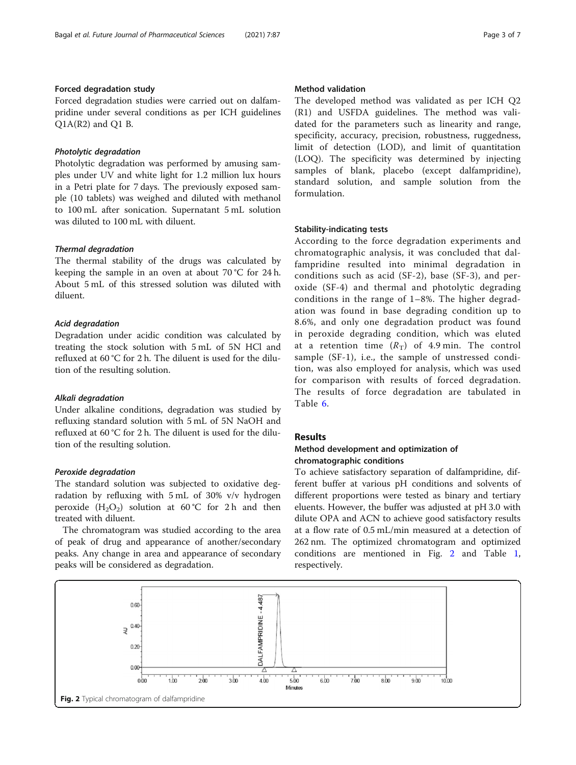### Forced degradation study

Forced degradation studies were carried out on dalfampridine under several conditions as per ICH guidelines Q1A(R2) and Q1 B.

#### *Photolytic degradation*

Photolytic degradation was performed by amusing samples under UV and white light for 1.2 million lux hours in a Petri plate for 7 days. The previously exposed sample (10 tablets) was weighed and diluted with methanol to 100 mL after sonication. Supernatant 5 mL solution was diluted to 100 mL with diluent.

#### *Thermal degradation*

The thermal stability of the drugs was calculated by keeping the sample in an oven at about 70 °C for 24 h. About 5 mL of this stressed solution was diluted with diluent.

#### *Acid degradation*

Degradation under acidic condition was calculated by treating the stock solution with 5 mL of 5N HCl and refluxed at 60 °C for 2 h. The diluent is used for the dilution of the resulting solution.

#### *Alkali degradation*

Under alkaline conditions, degradation was studied by refluxing standard solution with 5 mL of 5N NaOH and refluxed at 60 °C for 2 h. The diluent is used for the dilution of the resulting solution.

#### *Peroxide degradation*

The standard solution was subjected to oxidative degradation by refluxing with 5 mL of 30% v/v hydrogen peroxide ($H_2O_2$) solution at 60 °C for 2 h and then treated with diluent.

The chromatogram was studied according to the area of peak of drug and appearance of another/secondary peaks. Any change in area and appearance of secondary peaks will be considered as degradation.

### Method validation

The developed method was validated as per ICH Q2 (R1) and USFDA guidelines. The method was validated for the parameters such as linearity and range, specificity, accuracy, precision, robustness, ruggedness, limit of detection (LOD), and limit of quantitation (LOQ). The specificity was determined by injecting samples of blank, placebo (except dalfampridine), standard solution, and sample solution from the formulation.

### Stability-indicating tests

According to the force degradation experiments and chromatographic analysis, it was concluded that dalfampridine resulted into minimal degradation in conditions such as acid (SF-2), base (SF-3), and peroxide (SF-4) and thermal and photolytic degrading conditions in the range of 1–8%. The higher degradation was found in base degrading condition up to 8.6%, and only one degradation product was found in peroxide degrading condition, which was eluted at a retention time ($R_T$) of 4.9 min. The control sample (SF-1), i.e., the sample of unstressed condition, was also employed for analysis, which was used for comparison with results of forced degradation. The results of force degradation are tabulated in Table 6.

## Results

### Method development and optimization of chromatographic conditions

To achieve satisfactory separation of dalfampridine, different buffer at various pH conditions and solvents of different proportions were tested as binary and tertiary eluents. However, the buffer was adjusted at pH 3.0 with dilute OPA and ACN to achieve good satisfactory results at a flow rate of 0.5 mL/min measured at a detection of 262 nm. The optimized chromatogram and optimized conditions are mentioned in Fig. 2 and Table 1, respectively.

**Fig. 2** Typical chromatogram of dalfampridine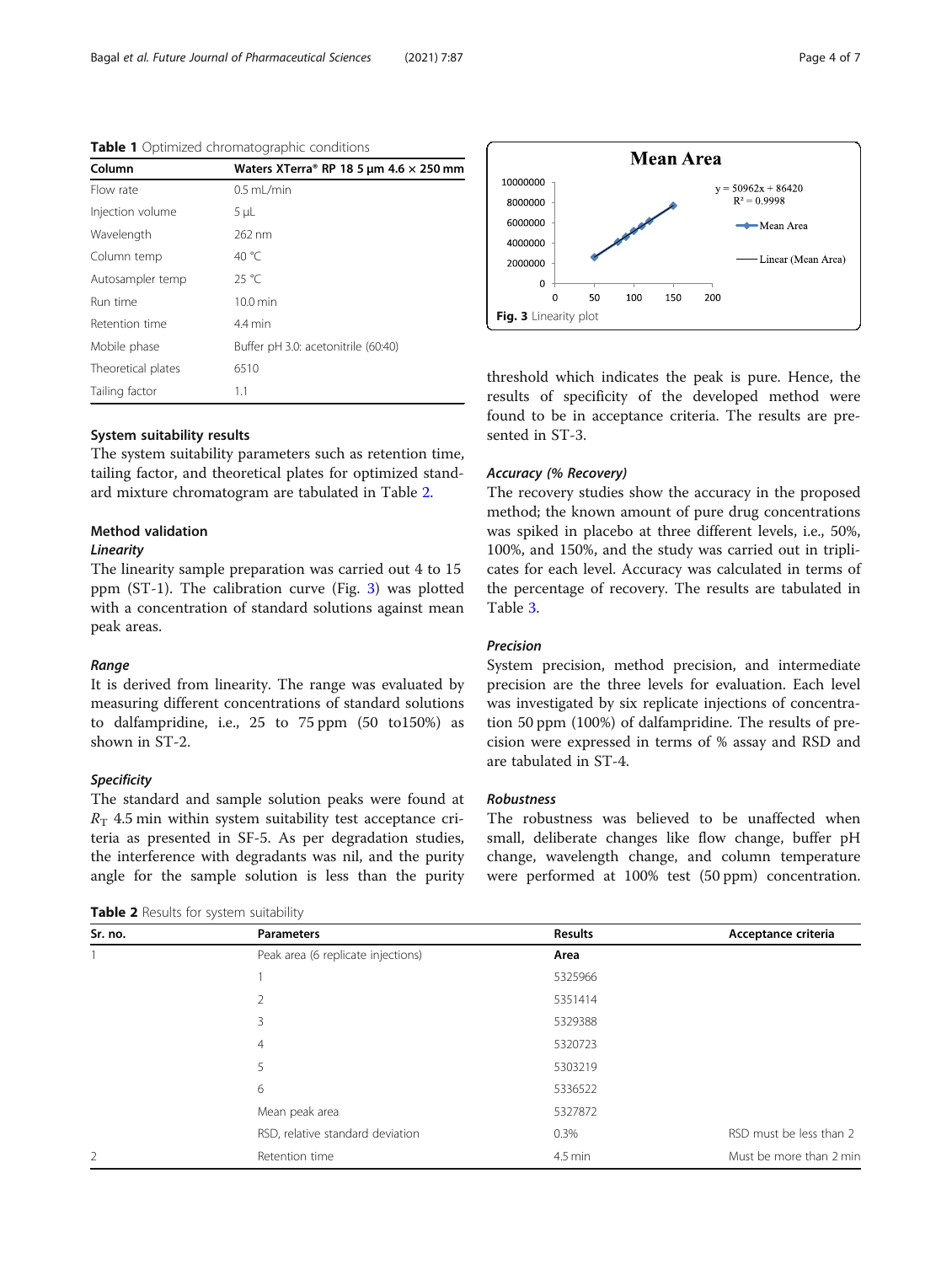**Table 1** Optimized chromatographic conditions

| Column | Waters XTerra® RP 18 5 μm 4.6 × 250 mm |
|---|---|
| Flow rate | 0.5 mL/min |
| Injection volume | 5 μL |
| Wavelength | 262 nm |
| Column temp | 40 °C |
| Autosampler temp | 25 °C |
| Run time | 10.0 min |
| Retention time | 4.4 min |
| Mobile phase | Buffer pH 3.0: acetonitrile (60:40) |
| Theoretical plates | 6510 |
| Tailing factor | 1.1 |

### System suitability results

The system suitability parameters such as retention time, tailing factor, and theoretical plates for optimized standard mixture chromatogram are tabulated in Table 2.

### Method validation

#### Linearity

The linearity sample preparation was carried out 4 to 15 ppm (ST-1). The calibration curve (Fig. 3) was plotted with a concentration of standard solutions against mean peak areas.

#### Range

It is derived from linearity. The range was evaluated by measuring different concentrations of standard solutions to dalfampridine, i.e., 25 to 75 ppm (50 to150%) as shown in ST-2.

#### Specificity

The standard and sample solution peaks were found at $R_T$ 4.5 min within system suitability test acceptance criteria as presented in SF-5. As per degradation studies, the interference with degradants was nil, and the purity angle for the sample solution is less than the purity threshold which indicates the peak is pure. Hence, the results of specificity of the developed method were found to be in acceptance criteria. The results are presented in ST-3.

**Fig. 3** Linearity plot

#### Accuracy (% Recovery)

The recovery studies show the accuracy in the proposed method; the known amount of pure drug concentrations was spiked in placebo at three different levels, i.e., 50%, 100%, and 150%, and the study was carried out in triplicates for each level. Accuracy was calculated in terms of the percentage of recovery. The results are tabulated in Table 3.

#### Precision

System precision, method precision, and intermediate precision are the three levels for evaluation. Each level was investigated by six replicate injections of concentration 50 ppm (100%) of dalfampridine. The results of precision were expressed in terms of % assay and RSD and are tabulated in ST-4.

#### Robustness

The robustness was believed to be unaffected when small, deliberate changes like flow change, buffer pH change, wavelength change, and column temperature were performed at 100% test (50 ppm) concentration.

**Table 2** Results for system suitability

| Sr. no. | Parameters | Results | Acceptance criteria |
|---|---|---|---|
| 1 | Peak area (6 replicate injections) | **Area** | |
| | 1 | 5325966 | |
| | 2 | 5351414 | |
| | 3 | 5329388 | |
| | 4 | 5320723 | |
| | 5 | 5303219 | |
| | 6 | 5336522 | |
| | Mean peak area | 5327872 | |
| | RSD, relative standard deviation | 0.3% | RSD must be less than 2 |
| 2 | Retention time | 4.5 min | Must be more than 2 min |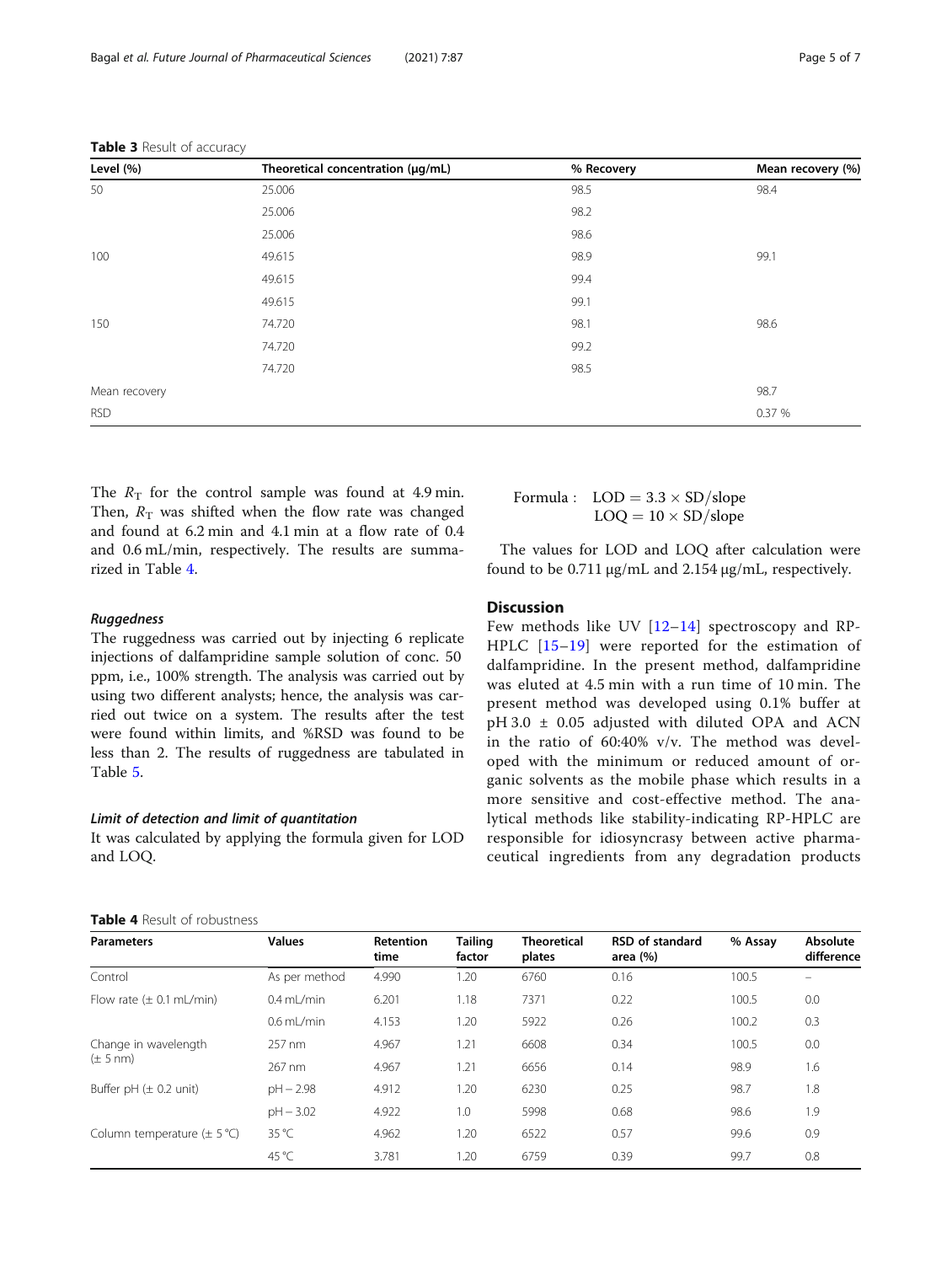**Table 3** Result of accuracy

| Level (%) | Theoretical concentration (μg/mL) | % Recovery | Mean recovery (%) |
|---|---|---|---|
| 50 | 25.006 | 98.5 | 98.4 |
| | 25.006 | 98.2 | |
| | 25.006 | 98.6 | |
| 100 | 49.615 | 98.9 | 99.1 |
| | 49.615 | 99.4 | |
| | 49.615 | 99.1 | |
| 150 | 74.720 | 98.1 | 98.6 |
| | 74.720 | 99.2 | |
| | 74.720 | 98.5 | |
| Mean recovery | | | 98.7 |
| RSD | | | 0.37 % |

The $R_T$ for the control sample was found at 4.9 min. Then, $R_T$ was shifted when the flow rate was changed and found at 6.2 min and 4.1 min at a flow rate of 0.4 and 0.6 mL/min, respectively. The results are summarized in Table 4.

#### *Ruggedness*

The ruggedness was carried out by injecting 6 replicate injections of dalfampridine sample solution of conc. 50 ppm, i.e., 100% strength. The analysis was carried out by using two different analysts; hence, the analysis was carried out twice on a system. The results after the test were found within limits, and %RSD was found to be less than 2. The results of ruggedness are tabulated in Table 5.

#### *Limit of detection and limit of quantitation*

It was calculated by applying the formula given for LOD and LOQ.

$$\text{Formula:}\quad \text{LOD} = 3.3 \times \text{SD/slope}$$
$$\text{LOQ} = 10 \times \text{SD/slope}$$

The values for LOD and LOQ after calculation were found to be 0.711 μg/mL and 2.154 μg/mL, respectively.

## Discussion

Few methods like UV [12–14] spectroscopy and RP-HPLC [15–19] were reported for the estimation of dalfampridine. In the present method, dalfampridine was eluted at 4.5 min with a run time of 10 min. The present method was developed using 0.1% buffer at pH 3.0 ± 0.05 adjusted with diluted OPA and ACN in the ratio of 60:40% v/v. The method was developed with the minimum or reduced amount of organic solvents as the mobile phase which results in a more sensitive and cost-effective method. The analytical methods like stability-indicating RP-HPLC are responsible for idiosyncrasy between active pharmaceutical ingredients from any degradation products

**Table 4** Result of robustness

| Parameters | Values | Retention time | Tailing factor | Theoretical plates | RSD of standard area (%) | % Assay | Absolute difference |
|---|---|---|---|---|---|---|---|
| Control | As per method | 4.990 | 1.20 | 6760 | 0.16 | 100.5 | – |
| Flow rate (± 0.1 mL/min) | 0.4 mL/min | 6.201 | 1.18 | 7371 | 0.22 | 100.5 | 0.0 |
| | 0.6 mL/min | 4.153 | 1.20 | 5922 | 0.26 | 100.2 | 0.3 |
| Change in wavelength (± 5 nm) | 257 nm | 4.967 | 1.21 | 6608 | 0.34 | 100.5 | 0.0 |
| | 267 nm | 4.967 | 1.21 | 6656 | 0.14 | 98.9 | 1.6 |
| Buffer pH (± 0.2 unit) | pH – 2.98 | 4.912 | 1.20 | 6230 | 0.25 | 98.7 | 1.8 |
| | pH – 3.02 | 4.922 | 1.0 | 5998 | 0.68 | 98.6 | 1.9 |
| Column temperature (± 5 °C) | 35 °C | 4.962 | 1.20 | 6522 | 0.57 | 99.6 | 0.9 |
| | 45 °C | 3.781 | 1.20 | 6759 | 0.39 | 99.7 | 0.8 |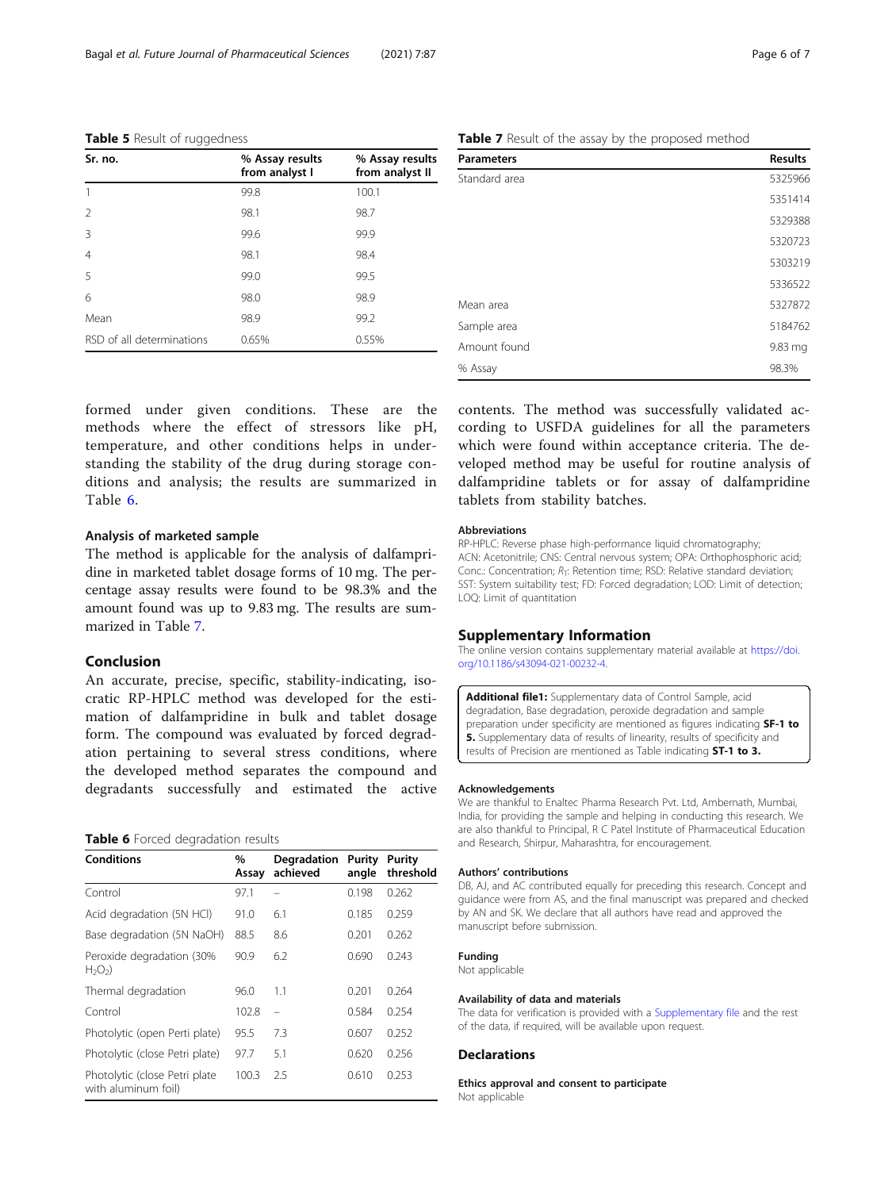**Table 5** Result of ruggedness

| Sr. no. | % Assay results from analyst I | % Assay results from analyst II |
|---|---|---|
| 1 | 99.8 | 100.1 |
| 2 | 98.1 | 98.7 |
| 3 | 99.6 | 99.9 |
| 4 | 98.1 | 98.4 |
| 5 | 99.0 | 99.5 |
| 6 | 98.0 | 98.9 |
| Mean | 98.9 | 99.2 |
| RSD of all determinations | 0.65% | 0.55% |

formed under given conditions. These are the methods where the effect of stressors like pH, temperature, and other conditions helps in understanding the stability of the drug during storage conditions and analysis; the results are summarized in Table 6.

### Analysis of marketed sample

The method is applicable for the analysis of dalfampridine in marketed tablet dosage forms of 10 mg. The percentage assay results were found to be 98.3% and the amount found was up to 9.83 mg. The results are summarized in Table 7.

## Conclusion

An accurate, precise, specific, stability-indicating, isocratic RP-HPLC method was developed for the estimation of dalfampridine in bulk and tablet dosage form. The compound was evaluated by forced degradation pertaining to several stress conditions, where the developed method separates the compound and degradants successfully and estimated the active contents. The method was successfully validated according to USFDA guidelines for all the parameters which were found within acceptance criteria. The developed method may be useful for routine analysis of dalfampridine tablets or for assay of dalfampridine tablets from stability batches.

**Table 6** Forced degradation results

| Conditions | % Assay | Degradation achieved | Purity angle | Purity threshold |
|---|---|---|---|---|
| Control | 97.1 | – | 0.198 | 0.262 |
| Acid degradation (5N HCl) | 91.0 | 6.1 | 0.185 | 0.259 |
| Base degradation (5N NaOH) | 88.5 | 8.6 | 0.201 | 0.262 |
| Peroxide degradation (30% $H_2O_2$) | 90.9 | 6.2 | 0.690 | 0.243 |
| Thermal degradation | 96.0 | 1.1 | 0.201 | 0.264 |
| Control | 102.8 | – | 0.584 | 0.254 |
| Photolytic (open Perti plate) | 95.5 | 7.3 | 0.607 | 0.252 |
| Photolytic (close Petri plate) | 97.7 | 5.1 | 0.620 | 0.256 |
| Photolytic (close Petri plate with aluminum foil) | 100.3 | 2.5 | 0.610 | 0.253 |

**Table 7** Result of the assay by the proposed method

| Parameters | Results |
|---|---|
| Standard area | 5325966 |
| | 5351414 |
| | 5329388 |
| | 5320723 |
| | 5303219 |
| | 5336522 |
| Mean area | 5327872 |
| Sample area | 5184762 |
| Amount found | 9.83 mg |
| % Assay | 98.3% |

### Abbreviations

RP-HPLC: Reverse phase high-performance liquid chromatography; ACN: Acetonitrile; CNS: Central nervous system; OPA: Orthophosphoric acid; Conc.: Concentration; $R_T$: Retention time; RSD: Relative standard deviation; SST: System suitability test; FD: Forced degradation; LOD: Limit of detection; LOQ: Limit of quantitation

## Supplementary Information

The online version contains supplementary material available at https://doi.org/10.1186/s43094-021-00232-4.

**Additional file1:** Supplementary data of Control Sample, acid degradation, Base degradation, peroxide degradation and sample preparation under specificity are mentioned as figures indicating **SF-1 to 5.** Supplementary data of results of linearity, results of specificity and results of Precision are mentioned as Table indicating **ST-1 to 3.**

### Acknowledgements

We are thankful to Enaltec Pharma Research Pvt. Ltd, Ambernath, Mumbai, India, for providing the sample and helping in conducting this research. We are also thankful to Principal, R C Patel Institute of Pharmaceutical Education and Research, Shirpur, Maharashtra, for encouragement.

### Authors' contributions

DB, AJ, and AC contributed equally for preceding this research. Concept and guidance were from AS, and the final manuscript was prepared and checked by AN and SK. We declare that all authors have read and approved the manuscript before submission.

### Funding

Not applicable

### Availability of data and materials

The data for verification is provided with a Supplementary file and the rest of the data, if required, will be available upon request.

## Declarations

### Ethics approval and consent to participate

Not applicable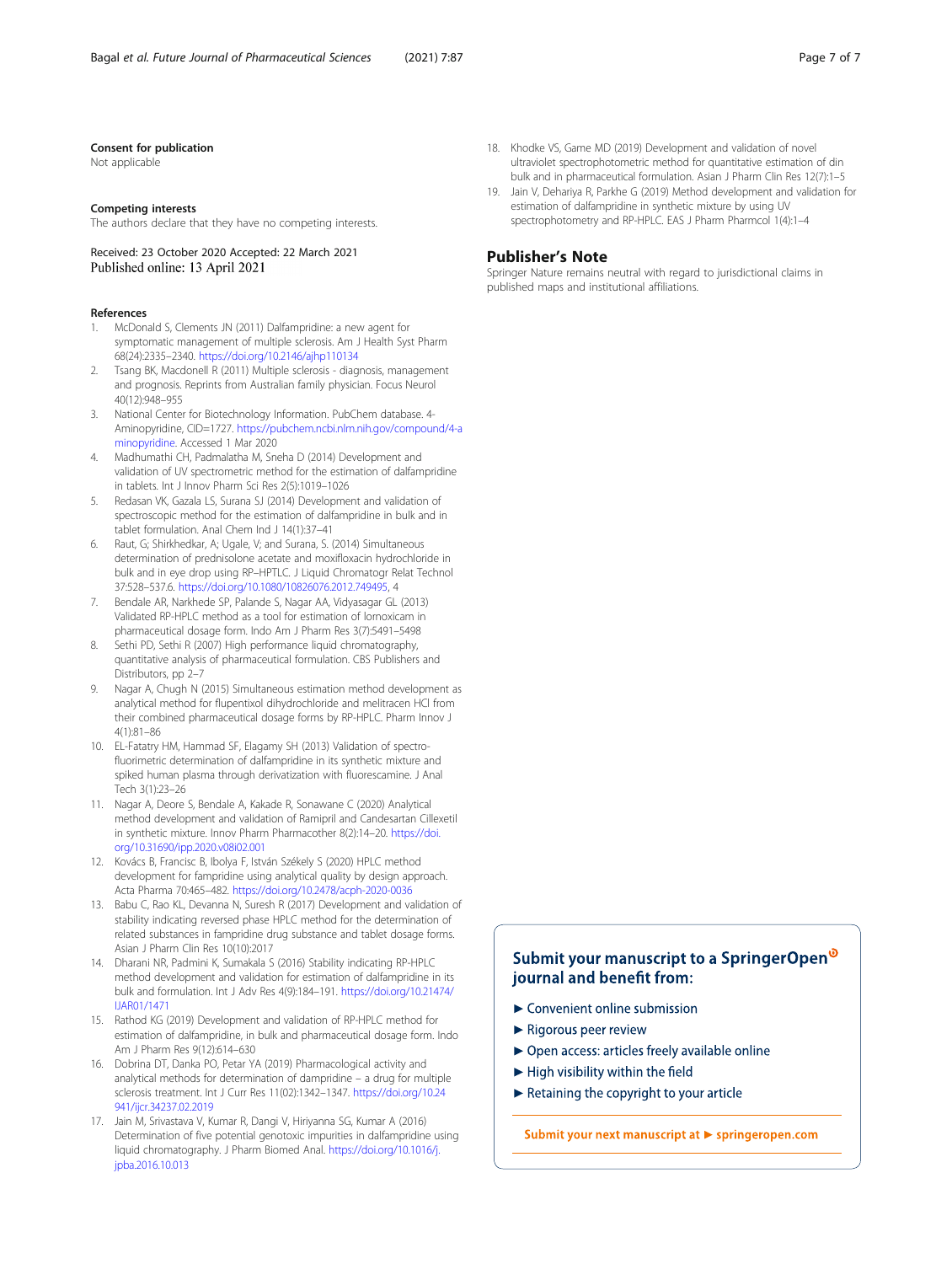### Consent for publication

Not applicable

### Competing interests

The authors declare that they have no competing interests.

Received: 23 October 2020 Accepted: 22 March 2021
Published online: 13 April 2021

### References

1. McDonald S, Clements JN (2011) Dalfampridine: a new agent for symptomatic management of multiple sclerosis. Am J Health Syst Pharm 68(24):2335–2340. https://doi.org/10.2146/ajhp110134
2. Tsang BK, Macdonell R (2011) Multiple sclerosis - diagnosis, management and prognosis. Reprints from Australian family physician. Focus Neurol 40(12):948–955
3. National Center for Biotechnology Information. PubChem database. 4-Aminopyridine, CID=1727. https://pubchem.ncbi.nlm.nih.gov/compound/4-aminopyridine. Accessed 1 Mar 2020
4. Madhumathi CH, Padmalatha M, Sneha D (2014) Development and validation of UV spectrometric method for the estimation of dalfampridine in tablets. Int J Innov Pharm Sci Res 2(5):1019–1026
5. Redasan VK, Gazala LS, Surana SJ (2014) Development and validation of spectroscopic method for the estimation of dalfampridine in bulk and in tablet formulation. Anal Chem Ind J 14(1):37–41
6. Raut, G; Shirkhedkar, A; Ugale, V; and Surana, S. (2014) Simultaneous determination of prednisolone acetate and moxifloxacin hydrochloride in bulk and in eye drop using RP–HPTLC. J Liquid Chromatogr Relat Technol 37:528–537.6. https://doi.org/10.1080/10826076.2012.749495, 4
7. Bendale AR, Narkhede SP, Palande S, Nagar AA, Vidyasagar GL (2013) Validated RP-HPLC method as a tool for estimation of lornoxicam in pharmaceutical dosage form. Indo Am J Pharm Res 3(7):5491–5498
8. Sethi PD, Sethi R (2007) High performance liquid chromatography, quantitative analysis of pharmaceutical formulation. CBS Publishers and Distributors, pp 2–7
9. Nagar A, Chugh N (2015) Simultaneous estimation method development as analytical method for flupentixol dihydrochloride and melitracen HCl from their combined pharmaceutical dosage forms by RP-HPLC. Pharm Innov J 4(1):81–86
10. EL-Fatatry HM, Hammad SF, Elagamy SH (2013) Validation of spectro-fluorimetric determination of dalfampridine in its synthetic mixture and spiked human plasma through derivatization with fluorescamine. J Anal Tech 3(1):23–26
11. Nagar A, Deore S, Bendale A, Kakade R, Sonawane C (2020) Analytical method development and validation of Ramipril and Candesartan Cillexetil in synthetic mixture. Innov Pharm Pharmacother 8(2):14–20. https://doi.org/10.31690/ipp.2020.v08i02.001
12. Kovács B, Francisc B, Ibolya F, István Székely S (2020) HPLC method development for fampridine using analytical quality by design approach. Acta Pharma 70:465–482. https://doi.org/10.2478/acph-2020-0036
13. Babu C, Rao KL, Devanna N, Suresh R (2017) Development and validation of stability indicating reversed phase HPLC method for the determination of related substances in fampridine drug substance and tablet dosage forms. Asian J Pharm Clin Res 10(10):2017
14. Dharani NR, Padmini K, Sumakala S (2016) Stability indicating RP-HPLC method development and validation for estimation of dalfampridine in its bulk and formulation. Int J Adv Res 4(9):184–191. https://doi.org/10.21474/IJAR01/1471
15. Rathod KG (2019) Development and validation of RP-HPLC method for estimation of dalfampridine, in bulk and pharmaceutical dosage form. Indo Am J Pharm Res 9(12):614–630
16. Dobrina DT, Danka PO, Petar YA (2019) Pharmacological activity and analytical methods for determination of dampridine – a drug for multiple sclerosis treatment. Int J Curr Res 11(02):1342–1347. https://doi.org/10.24941/ijcr.34237.02.2019
17. Jain M, Srivastava V, Kumar R, Dangi V, Hiriyanna SG, Kumar A (2016) Determination of five potential genotoxic impurities in dalfampridine using liquid chromatography. J Pharm Biomed Anal. https://doi.org/10.1016/j.jpba.2016.10.013
18. Khodke VS, Game MD (2019) Development and validation of novel ultraviolet spectrophotometric method for quantitative estimation of din bulk and in pharmaceutical formulation. Asian J Pharm Clin Res 12(7):1–5
19. Jain V, Dehariya R, Parkhe G (2019) Method development and validation for estimation of dalfampridine in synthetic mixture by using UV spectrophotometry and RP-HPLC. EAS J Pharm Pharmcol 1(4):1–4

## Publisher's Note

Springer Nature remains neutral with regard to jurisdictional claims in published maps and institutional affiliations.

**Submit your manuscript to a SpringerOpen journal and benefit from:**

- Convenient online submission
- Rigorous peer review
- Open access: articles freely available online
- High visibility within the field
- Retaining the copyright to your article

**Submit your next manuscript at ▶ springeropen.com**